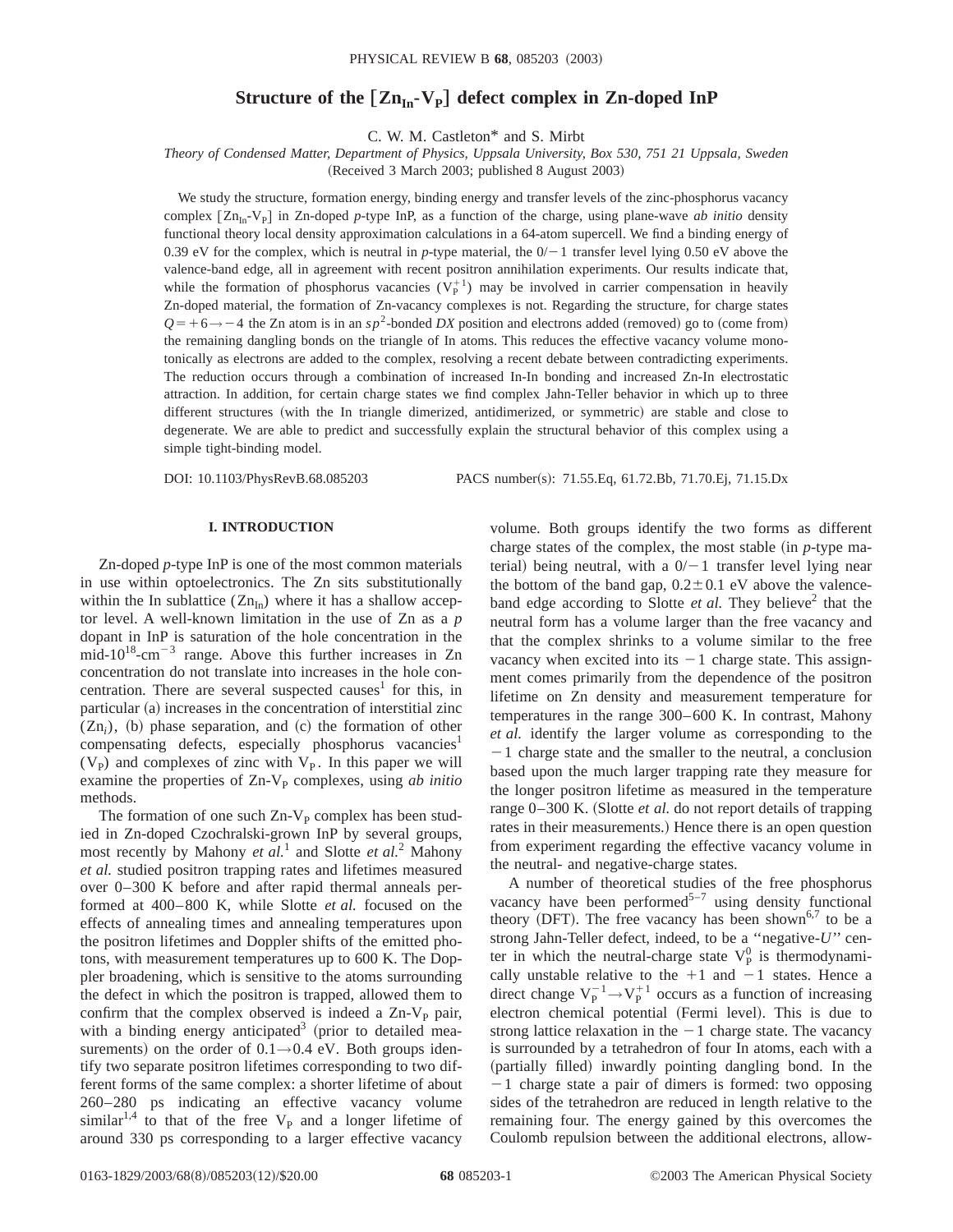# Structure of the $[Zn_{In}\text{-}V_P]$ defect complex in Zn-doped InP

C. W. M. Castleton* and S. Mirbt

*Theory of Condensed Matter, Department of Physics, Uppsala University, Box 530, 751 21 Uppsala, Sweden*

(Received 3 March 2003; published 8 August 2003)

We study the structure, formation energy, binding energy and transfer levels of the zinc-phosphorus vacancy complex $[Zn_{In}\text{-}V_P]$ in Zn-doped *p*-type InP, as a function of the charge, using plane-wave *ab initio* density functional theory local density approximation calculations in a 64-atom supercell. We find a binding energy of 0.39 eV for the complex, which is neutral in *p*-type material, the $0/-1$ transfer level lying 0.50 eV above the valence-band edge, all in agreement with recent positron annihilation experiments. Our results indicate that, while the formation of phosphorus vacancies ($V_P^{+1}$) may be involved in carrier compensation in heavily Zn-doped material, the formation of Zn-vacancy complexes is not. Regarding the structure, for charge states $Q=+6\rightarrow-4$ the Zn atom is in an $sp^2$-bonded *DX* position and electrons added (removed) go to (come from) the remaining dangling bonds on the triangle of In atoms. This reduces the effective vacancy volume monotonically as electrons are added to the complex, resolving a recent debate between contradicting experiments. The reduction occurs through a combination of increased In-In bonding and increased Zn-In electrostatic attraction. In addition, for certain charge states we find complex Jahn-Teller behavior in which up to three different structures (with the In triangle dimerized, antidimerized, or symmetric) are stable and close to degenerate. We are able to predict and successfully explain the structural behavior of this complex using a simple tight-binding model.

DOI: 10.1103/PhysRevB.68.085203 PACS number(s): 71.55.Eq, 61.72.Bb, 71.70.Ej, 71.15.Dx

## I. INTRODUCTION

Zn-doped *p*-type InP is one of the most common materials in use within optoelectronics. The Zn sits substitutionally within the In sublattice ($Zn_{In}$) where it has a shallow acceptor level. A well-known limitation in the use of Zn as a *p* dopant in InP is saturation of the hole concentration in the mid-$10^{18}$-$\text{cm}^{-3}$ range. Above this further increases in Zn concentration do not translate into increases in the hole concentration. There are several suspected causes[1] for this, in particular (a) increases in the concentration of interstitial zinc ($Zn_i$), (b) phase separation, and (c) the formation of other compensating defects, especially phosphorus vacancies[1] ($V_P$) and complexes of zinc with $V_P$. In this paper we will examine the properties of Zn-$V_P$ complexes, using *ab initio* methods.

The formation of one such Zn-$V_P$ complex has been studied in Zn-doped Czochralski-grown InP by several groups, most recently by Mahony *et al.*[1] and Slotte *et al.*[2] Mahony *et al.* studied positron trapping rates and lifetimes measured over 0–300 K before and after rapid thermal anneals performed at 400–800 K, while Slotte *et al.* focused on the effects of annealing times and annealing temperatures upon the positron lifetimes and Doppler shifts of the emitted photons, with measurement temperatures up to 600 K. The Doppler broadening, which is sensitive to the atoms surrounding the defect in which the positron is trapped, allowed them to confirm that the complex observed is indeed a Zn-$V_P$ pair, with a binding energy anticipated[3] (prior to detailed measurements) on the order of $0.1\rightarrow0.4$ eV. Both groups identify two separate positron lifetimes corresponding to two different forms of the same complex: a shorter lifetime of about 260–280 ps indicating an effective vacancy volume similar[1,4] to that of the free $V_P$ and a longer lifetime of around 330 ps corresponding to a larger effective vacancy volume. Both groups identify the two forms as different charge states of the complex, the most stable (in *p*-type material) being neutral, with a $0/-1$ transfer level lying near the bottom of the band gap, $0.2\pm0.1$ eV above the valence-band edge according to Slotte *et al.* They believe[2] that the neutral form has a volume larger than the free vacancy and that the complex shrinks to a volume similar to the free vacancy when excited into its $-1$ charge state. This assignment comes primarily from the dependence of the positron lifetime on Zn density and measurement temperature for temperatures in the range 300–600 K. In contrast, Mahony *et al.* identify the larger volume as corresponding to the $-1$ charge state and the smaller to the neutral, a conclusion based upon the much larger trapping rate they measure for the longer positron lifetime as measured in the temperature range 0–300 K. (Slotte *et al.* do not report details of trapping rates in their measurements.) Hence there is an open question from experiment regarding the effective vacancy volume in the neutral- and negative-charge states.

A number of theoretical studies of the free phosphorus vacancy have been performed[5–7] using density functional theory (DFT). The free vacancy has been shown[6,7] to be a strong Jahn-Teller defect, indeed, to be a "negative-*U*" center in which the neutral-charge state $V_P^0$ is thermodynamically unstable relative to the $+1$ and $-1$ states. Hence a direct change $V_P^{-1}\rightarrow V_P^{+1}$ occurs as a function of increasing electron chemical potential (Fermi level). This is due to strong lattice relaxation in the $-1$ charge state. The vacancy is surrounded by a tetrahedron of four In atoms, each with a (partially filled) inwardly pointing dangling bond. In the $-1$ charge state a pair of dimers is formed: two opposing sides of the tetrahedron are reduced in length relative to the remaining four. The energy gained by this overcomes the Coulomb repulsion between the additional electrons, allow-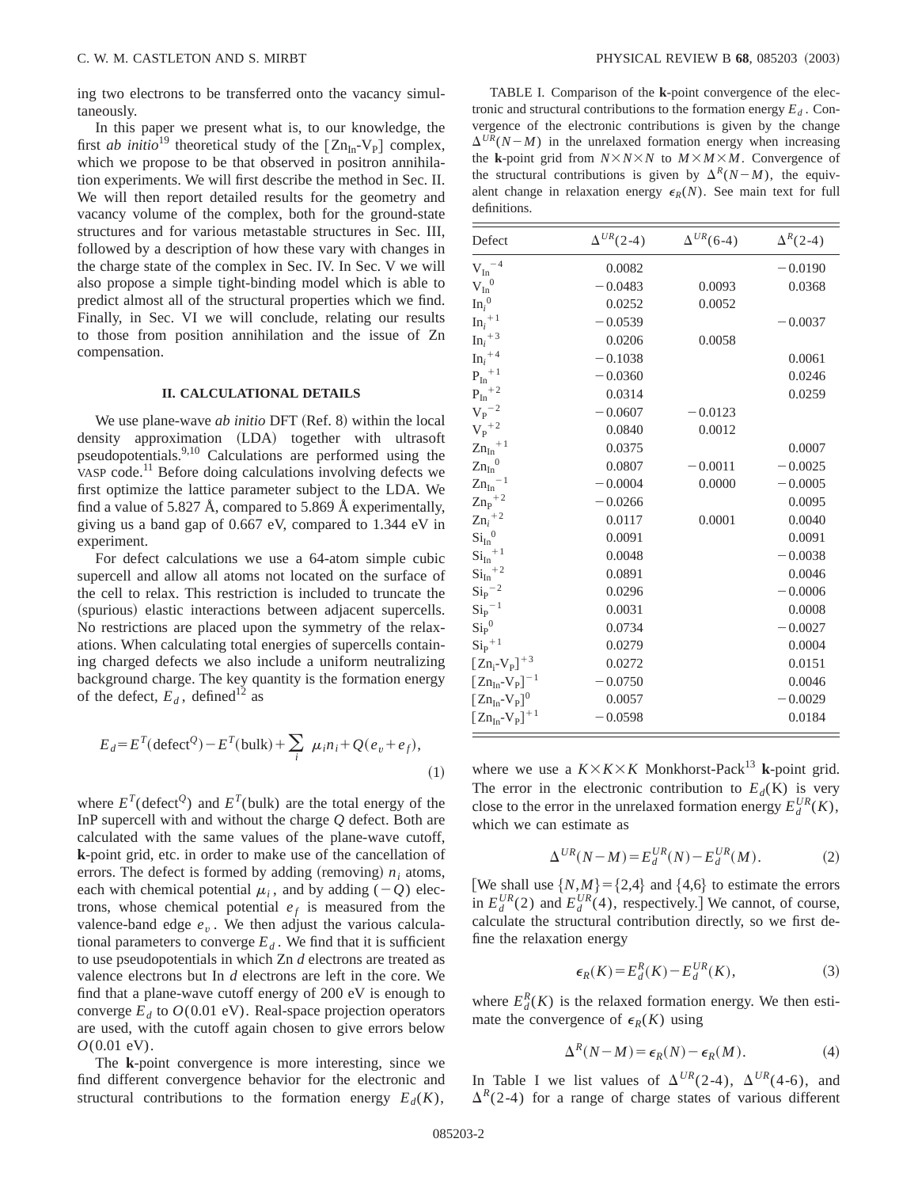ing two electrons to be transferred onto the vacancy simultaneously.

In this paper we present what is, to our knowledge, the first *ab initio*[19] theoretical study of the $[Zn_{In}\text{-}V_P]$ complex, which we propose to be that observed in positron annihilation experiments. We will first describe the method in Sec. II. We will then report detailed results for the geometry and vacancy volume of the complex, both for the ground-state structures and for various metastable structures in Sec. III, followed by a description of how these vary with changes in the charge state of the complex in Sec. IV. In Sec. V we will also propose a simple tight-binding model which is able to predict almost all of the structural properties which we find. Finally, in Sec. VI we will conclude, relating our results to those from position annihilation and the issue of Zn compensation.

## II. CALCULATIONAL DETAILS

We use plane-wave *ab initio* DFT (Ref. 8) within the local density approximation (LDA) together with ultrasoft pseudopotentials.[9,10] Calculations are performed using the VASP code.[11] Before doing calculations involving defects we first optimize the lattice parameter subject to the LDA. We find a value of 5.827 Å, compared to 5.869 Å experimentally, giving us a band gap of 0.667 eV, compared to 1.344 eV in experiment.

For defect calculations we use a 64-atom simple cubic supercell and allow all atoms not located on the surface of the cell to relax. This restriction is included to truncate the (spurious) elastic interactions between adjacent supercells. No restrictions are placed upon the symmetry of the relaxations. When calculating total energies of supercells containing charged defects we also include a uniform neutralizing background charge. The key quantity is the formation energy of the defect, $E_d$, defined[12] as

$$E_d = E^T(\text{defect}^Q) - E^T(\text{bulk}) + \sum_i \mu_i n_i + Q(e_v + e_f), \tag{1}$$

where $E^T(\text{defect}^Q)$ and $E^T(\text{bulk})$ are the total energy of the InP supercell with and without the charge $Q$ defect. Both are calculated with the same values of the plane-wave cutoff, **k**-point grid, etc. in order to make use of the cancellation of errors. The defect is formed by adding (removing) $n_i$ atoms, each with chemical potential $\mu_i$, and by adding $(-Q)$ electrons, whose chemical potential $e_f$ is measured from the valence-band edge $e_v$. We then adjust the various calculational parameters to converge $E_d$. We find that it is sufficient to use pseudopotentials in which Zn $d$ electrons are treated as valence electrons but In $d$ electrons are left in the core. We find that a plane-wave cutoff energy of 200 eV is enough to converge $E_d$ to $O(0.01\text{ eV})$. Real-space projection operators are used, with the cutoff again chosen to give errors below $O(0.01\text{ eV})$.

The **k**-point convergence is more interesting, since we find different convergence behavior for the electronic and structural contributions to the formation energy $E_d(K)$,

TABLE I. Comparison of the **k**-point convergence of the electronic and structural contributions to the formation energy $E_d$. Convergence of the electronic contributions is given by the change $\Delta^{UR}(N-M)$ in the unrelaxed formation energy when increasing the **k**-point grid from $N\times N\times N$ to $M\times M\times M$. Convergence of the structural contributions is given by $\Delta^R(N-M)$, the equivalent change in relaxation energy $\epsilon_R(N)$. See main text for full definitions.

| Defect | $\Delta^{UR}$(2-4) | $\Delta^{UR}$(6-4) | $\Delta^R$(2-4) |
|---|---|---|---|
| $V_{In}^{-4}$ | 0.0082 | | −0.0190 |
| $V_{In}^{0}$ | −0.0483 | 0.0093 | 0.0368 |
| $In_i^{0}$ | 0.0252 | 0.0052 | |
| $In_i^{+1}$ | −0.0539 | | −0.0037 |
| $In_i^{+3}$ | 0.0206 | 0.0058 | |
| $In_i^{+4}$ | −0.1038 | | 0.0061 |
| $P_{In}^{+1}$ | −0.0360 | | 0.0246 |
| $P_{In}^{+2}$ | 0.0314 | | 0.0259 |
| $V_P^{-2}$ | −0.0607 | −0.0123 | |
| $V_P^{+2}$ | 0.0840 | 0.0012 | |
| $Zn_{In}^{+1}$ | 0.0375 | | 0.0007 |
| $Zn_{In}^{0}$ | 0.0807 | −0.0011 | −0.0025 |
| $Zn_{In}^{-1}$ | −0.0004 | 0.0000 | −0.0005 |
| $Zn_P^{+2}$ | −0.0266 | | 0.0095 |
| $Zn_i^{+2}$ | 0.0117 | 0.0001 | 0.0040 |
| $Si_{In}^{0}$ | 0.0091 | | 0.0091 |
| $Si_{In}^{+1}$ | 0.0048 | | −0.0038 |
| $Si_{In}^{+2}$ | 0.0891 | | 0.0046 |
| $Si_P^{-2}$ | 0.0296 | | −0.0006 |
| $Si_P^{-1}$ | 0.0031 | | 0.0008 |
| $Si_P^{0}$ | 0.0734 | | −0.0027 |
| $Si_P^{+1}$ | 0.0279 | | 0.0004 |
| $[Zn_i\text{-}V_P]^{+3}$ | 0.0272 | | 0.0151 |
| $[Zn_{In}\text{-}V_P]^{-1}$ | −0.0750 | | 0.0046 |
| $[Zn_{In}\text{-}V_P]^{0}$ | 0.0057 | | −0.0029 |
| $[Zn_{In}\text{-}V_P]^{+1}$ | −0.0598 | | 0.0184 |

where we use a $K\times K\times K$ Monkhorst-Pack[13] **k**-point grid. The error in the electronic contribution to $E_d(\text{K})$ is very close to the error in the unrelaxed formation energy $E_d^{UR}(K)$, which we can estimate as

$$\Delta^{UR}(N-M) = E_d^{UR}(N) - E_d^{UR}(M). \tag{2}$$

[We shall use $\{N,M\}=\{2,4\}$ and $\{4,6\}$ to estimate the errors in $E_d^{UR}(2)$ and $E_d^{UR}(4)$, respectively.] We cannot, of course, calculate the structural contribution directly, so we first define the relaxation energy

$$\epsilon_R(K) = E_d^R(K) - E_d^{UR}(K), \tag{3}$$

where $E_d^R(K)$ is the relaxed formation energy. We then estimate the convergence of $\epsilon_R(K)$ using

$$\Delta^R(N-M) = \epsilon_R(N) - \epsilon_R(M). \tag{4}$$

In Table I we list values of $\Delta^{UR}$(2-4), $\Delta^{UR}$(4-6), and $\Delta^R$(2-4) for a range of charge states of various different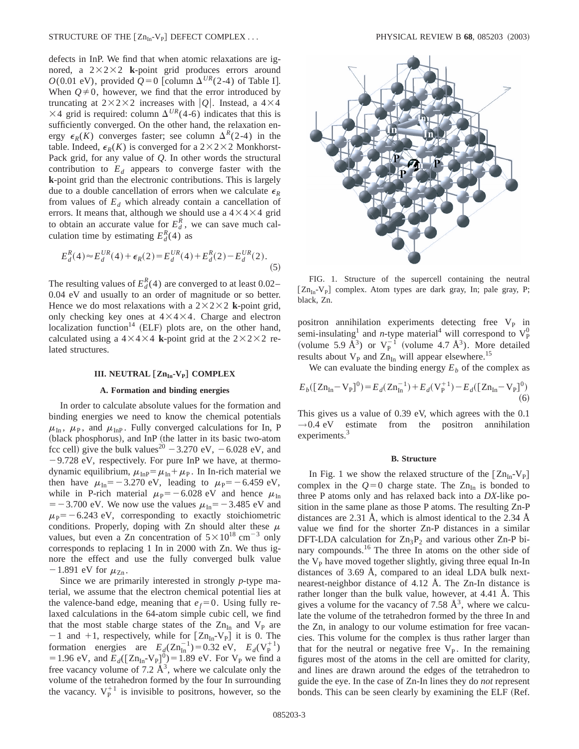defects in InP. We find that when atomic relaxations are ignored, a $2\times2\times2$ **k**-point grid produces errors around $O(0.01\text{ eV})$, provided $Q=0$ [column $\Delta^{UR}(2\text{-}4)$ of Table I]. When $Q\neq0$, however, we find that the error introduced by truncating at $2\times2\times2$ increases with $|Q|$. Instead, a $4\times4\times4$ grid is required: column $\Delta^{UR}(4\text{-}6)$ indicates that this is sufficiently converged. On the other hand, the relaxation energy $\epsilon_R(K)$ converges faster; see column $\Delta^{R}(2\text{-}4)$ in the table. Indeed, $\epsilon_R(K)$ is converged for a $2\times2\times2$ Monkhorst-Pack grid, for any value of $Q$. In other words the structural contribution to $E_d$ appears to converge faster with the **k**-point grid than the electronic contributions. This is largely due to a double cancellation of errors when we calculate $\epsilon_R$ from values of $E_d$ which already contain a cancellation of errors. It means that, although we should use a $4\times4\times4$ grid to obtain an accurate value for $E_d^R$, we can save much calculation time by estimating $E_d^R(4)$ as

$$E_d^R(4)\approx E_d^{UR}(4)+\epsilon_R(2)=E_d^{UR}(4)+E_d^R(2)-E_d^{UR}(2). \tag{5}$$

The resulting values of $E_d^R(4)$ are converged to at least 0.02–0.04 eV and usually to an order of magnitude or so better. Hence we do most relaxations with a $2\times2\times2$ **k**-point grid, only checking key ones at $4\times4\times4$. Charge and electron localization function[14] (ELF) plots are, on the other hand, calculated using a $4\times4\times4$ **k**-point grid at the $2\times2\times2$ relaxed structures.

## III. NEUTRAL $[\mathrm{Zn_{In}}\text{-}\mathrm{V_P}]$ COMPLEX

### A. Formation and binding energies

In order to calculate absolute values for the formation and binding energies we need to know the chemical potentials $\mu_{\mathrm{In}}$, $\mu_{\mathrm{P}}$, and $\mu_{\mathrm{InP}}$. Fully converged calculations for In, P (black phosphorus), and InP (the latter in its basic two-atom fcc cell) give the bulk values[20] $-3.270$ eV, $-6.028$ eV, and $-9.728$ eV, respectively. For pure InP we have, at thermodynamic equilibrium, $\mu_{\mathrm{InP}}=\mu_{\mathrm{In}}+\mu_{\mathrm{P}}$. In In-rich material we then have $\mu_{\mathrm{In}}=-3.270$ eV, leading to $\mu_{\mathrm{P}}=-6.459$ eV, while in P-rich material $\mu_{\mathrm{P}}=-6.028$ eV and hence $\mu_{\mathrm{In}}=-3.700$ eV. We now use the values $\mu_{\mathrm{In}}=-3.485$ eV and $\mu_{\mathrm{P}}=-6.243$ eV, corresponding to exactly stoichiometric conditions. Properly, doping with Zn should alter these $\mu$ values, but even a Zn concentration of $5\times10^{18}\text{ cm}^{-3}$ only corresponds to replacing 1 In in 2000 with Zn. We thus ignore the effect and use the fully converged bulk value $-1.891$ eV for $\mu_{\mathrm{Zn}}$.

Since we are primarily interested in strongly *p*-type material, we assume that the electron chemical potential lies at the valence-band edge, meaning that $e_f=0$. Using fully relaxed calculations in the 64-atom simple cubic cell, we find that the most stable charge states of the $\mathrm{Zn_{In}}$ and $\mathrm{V_P}$ are $-1$ and $+1$, respectively, while for $[\mathrm{Zn_{In}}\text{-}\mathrm{V_P}]$ it is 0. The formation energies are $E_d(\mathrm{Zn_{In}^{-1}})=0.32$ eV, $E_d(\mathrm{V_P^{+1}})=1.96$ eV, and $E_d([\mathrm{Zn_{In}}\text{-}\mathrm{V_P}]^0)=1.89$ eV. For $\mathrm{V_P}$ we find a free vacancy volume of 7.2 Å$^3$, where we calculate only the volume of the tetrahedron formed by the four In surrounding the vacancy. $\mathrm{V_P^{+1}}$ is invisible to positrons, however, so the positron annihilation experiments detecting free $\mathrm{V_P}$ in semi-insulating[1] and *n*-type material[4] will correspond to $\mathrm{V_P^0}$ (volume 5.9 Å$^3$) or $\mathrm{V_P^{-1}}$ (volume 4.7 Å$^3$). More detailed results about $\mathrm{V_P}$ and $\mathrm{Zn_{In}}$ will appear elsewhere.[15]

FIG. 1. Structure of the supercell containing the neutral $[\mathrm{Zn_{In}}\text{-}\mathrm{V_P}]$ complex. Atom types are dark gray, In; pale gray, P; black, Zn.

We can evaluate the binding energy $E_b$ of the complex as

$$E_b([\mathrm{Zn_{In}}-\mathrm{V_P}]^0)=E_d(\mathrm{Zn_{In}^{-1}})+E_d(\mathrm{V_P^{+1}})-E_d([\mathrm{Zn_{In}}-\mathrm{V_P}]^0) \tag{6}$$

This gives us a value of 0.39 eV, which agrees with the 0.1 $\rightarrow$0.4 eV estimate from the positron annihilation experiments.[3]

### B. Structure

In Fig. 1 we show the relaxed structure of the $[\mathrm{Zn_{In}}\text{-}\mathrm{V_P}]$ complex in the $Q=0$ charge state. The $\mathrm{Zn_{In}}$ is bonded to three P atoms only and has relaxed back into a *DX*-like position in the same plane as those P atoms. The resulting Zn-P distances are 2.31 Å, which is almost identical to the 2.34 Å value we find for the shorter Zn-P distances in a similar DFT-LDA calculation for $\mathrm{Zn_3P_2}$ and various other Zn-P binary compounds.[16] The three In atoms on the other side of the $\mathrm{V_P}$ have moved together slightly, giving three equal In-In distances of 3.69 Å, compared to an ideal LDA bulk next-nearest-neighbor distance of 4.12 Å. The Zn-In distance is rather longer than the bulk value, however, at 4.41 Å. This gives a volume for the vacancy of 7.58 Å$^3$, where we calculate the volume of the tetrahedron formed by the three In and the Zn, in analogy to our volume estimation for free vacancies. This volume for the complex is thus rather larger than that for the neutral or negative free $\mathrm{V_P}$. In the remaining figures most of the atoms in the cell are omitted for clarity, and lines are drawn around the edges of the tetrahedron to guide the eye. In the case of Zn-In lines they do *not* represent bonds. This can be seen clearly by examining the ELF (Ref.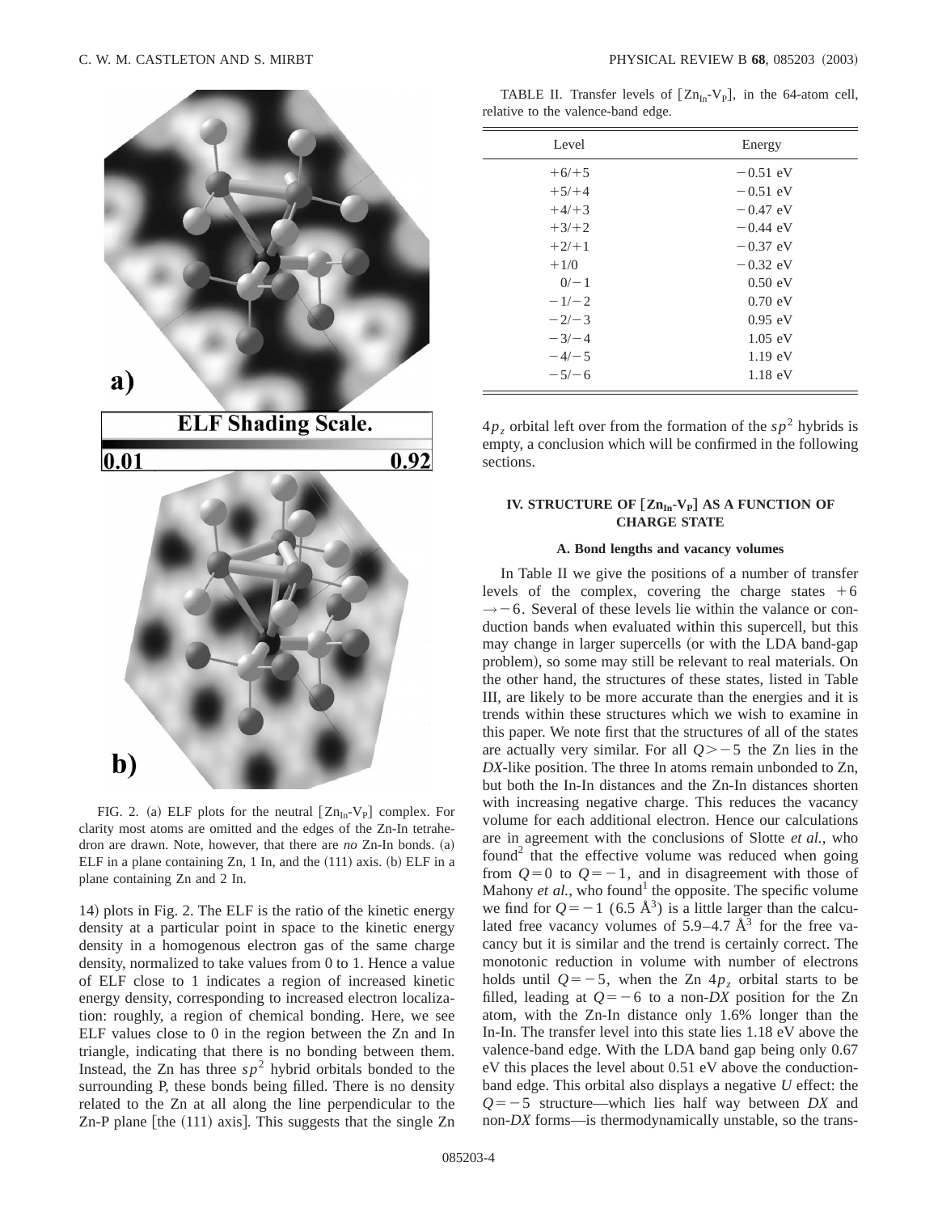a)

ELF Shading Scale.

0.01 0.92

b)

FIG. 2. (a) ELF plots for the neutral $[Zn_{In}\text{-}V_P]$ complex. For clarity most atoms are omitted and the edges of the Zn-In tetrahedron are drawn. Note, however, that there are *no* Zn-In bonds. (a) ELF in a plane containing Zn, 1 In, and the (111) axis. (b) ELF in a plane containing Zn and 2 In.

14) plots in Fig. 2. The ELF is the ratio of the kinetic energy density at a particular point in space to the kinetic energy density in a homogenous electron gas of the same charge density, normalized to take values from 0 to 1. Hence a value of ELF close to 1 indicates a region of increased kinetic energy density, corresponding to increased electron localization: roughly, a region of chemical bonding. Here, we see ELF values close to 0 in the region between the Zn and In triangle, indicating that there is no bonding between them. Instead, the Zn has three $sp^2$ hybrid orbitals bonded to the surrounding P, these bonds being filled. There is no density related to the Zn at all along the line perpendicular to the Zn-P plane [the (111) axis]. This suggests that the single Zn $4p_z$ orbital left over from the formation of the $sp^2$ hybrids is empty, a conclusion which will be confirmed in the following sections.

TABLE II. Transfer levels of $[Zn_{In}\text{-}V_P]$, in the 64-atom cell, relative to the valence-band edge.

| Level | Energy |
|---|---|
| $+6/+5$ | $-0.51$ eV |
| $+5/+4$ | $-0.51$ eV |
| $+4/+3$ | $-0.47$ eV |
| $+3/+2$ | $-0.44$ eV |
| $+2/+1$ | $-0.37$ eV |
| $+1/0$ | $-0.32$ eV |
| $0/-1$ | 0.50 eV |
| $-1/-2$ | 0.70 eV |
| $-2/-3$ | 0.95 eV |
| $-3/-4$ | 1.05 eV |
| $-4/-5$ | 1.19 eV |
| $-5/-6$ | 1.18 eV |

## IV. STRUCTURE OF $[Zn_{In}\text{-}V_P]$ AS A FUNCTION OF CHARGE STATE

### A. Bond lengths and vacancy volumes

In Table II we give the positions of a number of transfer levels of the complex, covering the charge states $+6 \rightarrow -6$. Several of these levels lie within the valance or conduction bands when evaluated within this supercell, but this may change in larger supercells (or with the LDA band-gap problem), so some may still be relevant to real materials. On the other hand, the structures of these states, listed in Table III, are likely to be more accurate than the energies and it is trends within these structures which we wish to examine in this paper. We note first that the structures of all of the states are actually very similar. For all $Q > -5$ the Zn lies in the *DX*-like position. The three In atoms remain unbonded to Zn, but both the In-In distances and the Zn-In distances shorten with increasing negative charge. This reduces the vacancy volume for each additional electron. Hence our calculations are in agreement with the conclusions of Slotte *et al.*, who found[2] that the effective volume was reduced when going from $Q=0$ to $Q=-1$, and in disagreement with those of Mahony *et al.*, who found[1] the opposite. The specific volume we find for $Q=-1$ (6.5 Å$^3$) is a little larger than the calculated free vacancy volumes of 5.9–4.7 Å$^3$ for the free vacancy but it is similar and the trend is certainly correct. The monotonic reduction in volume with number of electrons holds until $Q=-5$, when the Zn $4p_z$ orbital starts to be filled, leading at $Q=-6$ to a non-*DX* position for the Zn atom, with the Zn-In distance only 1.6% longer than the In-In. The transfer level into this state lies 1.18 eV above the valence-band edge. With the LDA band gap being only 0.67 eV this places the level about 0.51 eV above the conduction-band edge. This orbital also displays a negative *U* effect: the $Q=-5$ structure—which lies half way between *DX* and non-*DX* forms—is thermodynamically unstable, so the trans-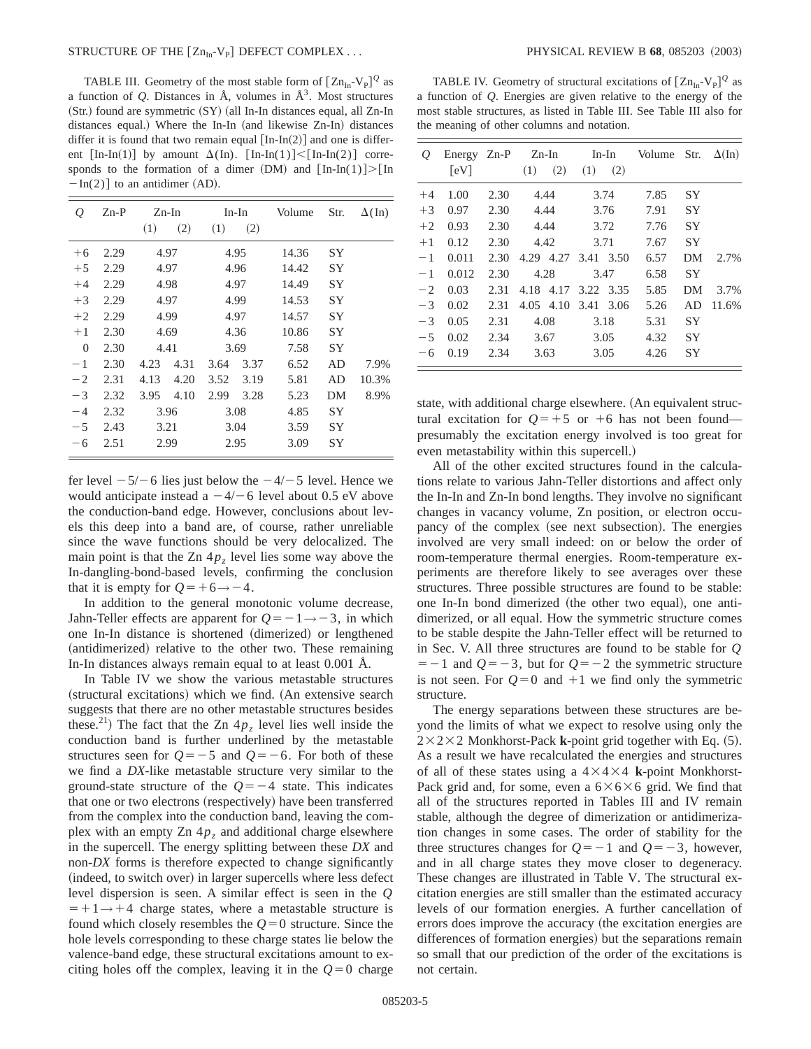TABLE III. Geometry of the most stable form of $[\mathrm{Zn_{In}}\text{-}\mathrm{V_P}]^Q$ as a function of $Q$. Distances in Å, volumes in Å$^3$. Most structures (Str.) found are symmetric (SY) (all In-In distances equal, all Zn-In distances equal.) Where the In-In (and likewise Zn-In) distances differ it is found that two remain equal [In-In(2)] and one is different [In-In(1)] by amount $\Delta$(In). [In-In(1)]<[In-In(2)] corresponds to the formation of a dimer (DM) and [In-In(1)]>[In-In(2)] to an antidimer (AD).

| $Q$ | Zn-P | Zn-In |  | In-In |  | Volume | Str. | $\Delta$(In) |
|---|---|---|---|---|---|---|---|---|
|  |  | (1) | (2) | (1) | (2) |  |  |  |
| +6 | 2.29 | 4.97 |  | 4.95 |  | 14.36 | SY |  |
| +5 | 2.29 | 4.97 |  | 4.96 |  | 14.42 | SY |  |
| +4 | 2.29 | 4.98 |  | 4.97 |  | 14.49 | SY |  |
| +3 | 2.29 | 4.97 |  | 4.99 |  | 14.53 | SY |  |
| +2 | 2.29 | 4.99 |  | 4.97 |  | 14.57 | SY |  |
| +1 | 2.30 | 4.69 |  | 4.36 |  | 10.86 | SY |  |
| 0 | 2.30 | 4.41 |  | 3.69 |  | 7.58 | SY |  |
| −1 | 2.30 | 4.23 | 4.31 | 3.64 | 3.37 | 6.52 | AD | 7.9% |
| −2 | 2.31 | 4.13 | 4.20 | 3.52 | 3.19 | 5.81 | AD | 10.3% |
| −3 | 2.32 | 3.95 | 4.10 | 2.99 | 3.28 | 5.23 | DM | 8.9% |
| −4 | 2.32 | 3.96 |  | 3.08 |  | 4.85 | SY |  |
| −5 | 2.43 | 3.21 |  | 3.04 |  | 3.59 | SY |  |
| −6 | 2.51 | 2.99 |  | 2.95 |  | 3.09 | SY |  |

fer level $-5/-6$ lies just below the $-4/-5$ level. Hence we would anticipate instead a $-4/-6$ level about 0.5 eV above the conduction-band edge. However, conclusions about levels this deep into a band are, of course, rather unreliable since the wave functions should be very delocalized. The main point is that the Zn $4p_z$ level lies some way above the In-dangling-bond-based levels, confirming the conclusion that it is empty for $Q=+6\rightarrow-4$.

In addition to the general monotonic volume decrease, Jahn-Teller effects are apparent for $Q=-1\rightarrow-3$, in which one In-In distance is shortened (dimerized) or lengthened (antidimerized) relative to the other two. These remaining In-In distances always remain equal to at least 0.001 Å.

In Table IV we show the various metastable structures (structural excitations) which we find. (An extensive search suggests that there are no other metastable structures besides these.[21]) The fact that the Zn $4p_z$ level lies well inside the conduction band is further underlined by the metastable structures seen for $Q=-5$ and $Q=-6$. For both of these we find a *DX*-like metastable structure very similar to the ground-state structure of the $Q=-4$ state. This indicates that one or two electrons (respectively) have been transferred from the complex into the conduction band, leaving the complex with an empty Zn $4p_z$ and additional charge elsewhere in the supercell. The energy splitting between these *DX* and non-*DX* forms is therefore expected to change significantly (indeed, to switch over) in larger supercells where less defect level dispersion is seen. A similar effect is seen in the $Q=+1\rightarrow+4$ charge states, where a metastable structure is found which closely resembles the $Q=0$ structure. Since the hole levels corresponding to these charge states lie below the valence-band edge, these structural excitations amount to exciting holes off the complex, leaving it in the $Q=0$ charge state, with additional charge elsewhere. (An equivalent structural excitation for $Q=+5$ or $+6$ has not been found—presumably the excitation energy involved is too great for even metastability within this supercell.)

TABLE IV. Geometry of structural excitations of $[\mathrm{Zn_{In}}\text{-}\mathrm{V_P}]^Q$ as a function of $Q$. Energies are given relative to the energy of the most stable structures, as listed in Table III. See Table III also for the meaning of other columns and notation.

| $Q$ | Energy [eV] | Zn-P | Zn-In |  | In-In |  | Volume | Str. | $\Delta$(In) |
|---|---|---|---|---|---|---|---|---|---|
|  |  |  | (1) | (2) | (1) | (2) |  |  |  |
| +4 | 1.00 | 2.30 | 4.44 |  | 3.74 |  | 7.85 | SY |  |
| +3 | 0.97 | 2.30 | 4.44 |  | 3.76 |  | 7.91 | SY |  |
| +2 | 0.93 | 2.30 | 4.44 |  | 3.72 |  | 7.76 | SY |  |
| +1 | 0.12 | 2.30 | 4.42 |  | 3.71 |  | 7.67 | SY |  |
| −1 | 0.011 | 2.30 | 4.29 | 4.27 | 3.41 | 3.50 | 6.57 | DM | 2.7% |
| −1 | 0.012 | 2.30 | 4.28 |  | 3.47 |  | 6.58 | SY |  |
| −2 | 0.03 | 2.31 | 4.18 | 4.17 | 3.22 | 3.35 | 5.85 | DM | 3.7% |
| −3 | 0.02 | 2.31 | 4.05 | 4.10 | 3.41 | 3.06 | 5.26 | AD | 11.6% |
| −3 | 0.05 | 2.31 | 4.08 |  | 3.18 |  | 5.31 | SY |  |
| −5 | 0.02 | 2.34 | 3.67 |  | 3.05 |  | 4.32 | SY |  |
| −6 | 0.19 | 2.34 | 3.63 |  | 3.05 |  | 4.26 | SY |  |

All of the other excited structures found in the calculations relate to various Jahn-Teller distortions and affect only the In-In and Zn-In bond lengths. They involve no significant changes in vacancy volume, Zn position, or electron occupancy of the complex (see next subsection). The energies involved are very small indeed: on or below the order of room-temperature thermal energies. Room-temperature experiments are therefore likely to see averages over these structures. Three possible structures are found to be stable: one In-In bond dimerized (the other two equal), one antidimerized, or all equal. How the symmetric structure comes to be stable despite the Jahn-Teller effect will be returned to in Sec. V. All three structures are found to be stable for $Q=-1$ and $Q=-3$, but for $Q=-2$ the symmetric structure is not seen. For $Q=0$ and $+1$ we find only the symmetric structure.

The energy separations between these structures are beyond the limits of what we expect to resolve using only the $2\times2\times2$ Monkhorst-Pack **k**-point grid together with Eq. (5). As a result we have recalculated the energies and structures of all of these states using a $4\times4\times4$ **k**-point Monkhorst-Pack grid and, for some, even a $6\times6\times6$ grid. We find that all of the structures reported in Tables III and IV remain stable, although the degree of dimerization or antidimerization changes in some cases. The order of stability for the three structures changes for $Q=-1$ and $Q=-3$, however, and in all charge states they move closer to degeneracy. These changes are illustrated in Table V. The structural excitation energies are still smaller than the estimated accuracy levels of our formation energies. A further cancellation of errors does improve the accuracy (the excitation energies are differences of formation energies) but the separations remain so small that our prediction of the order of the excitations is not certain.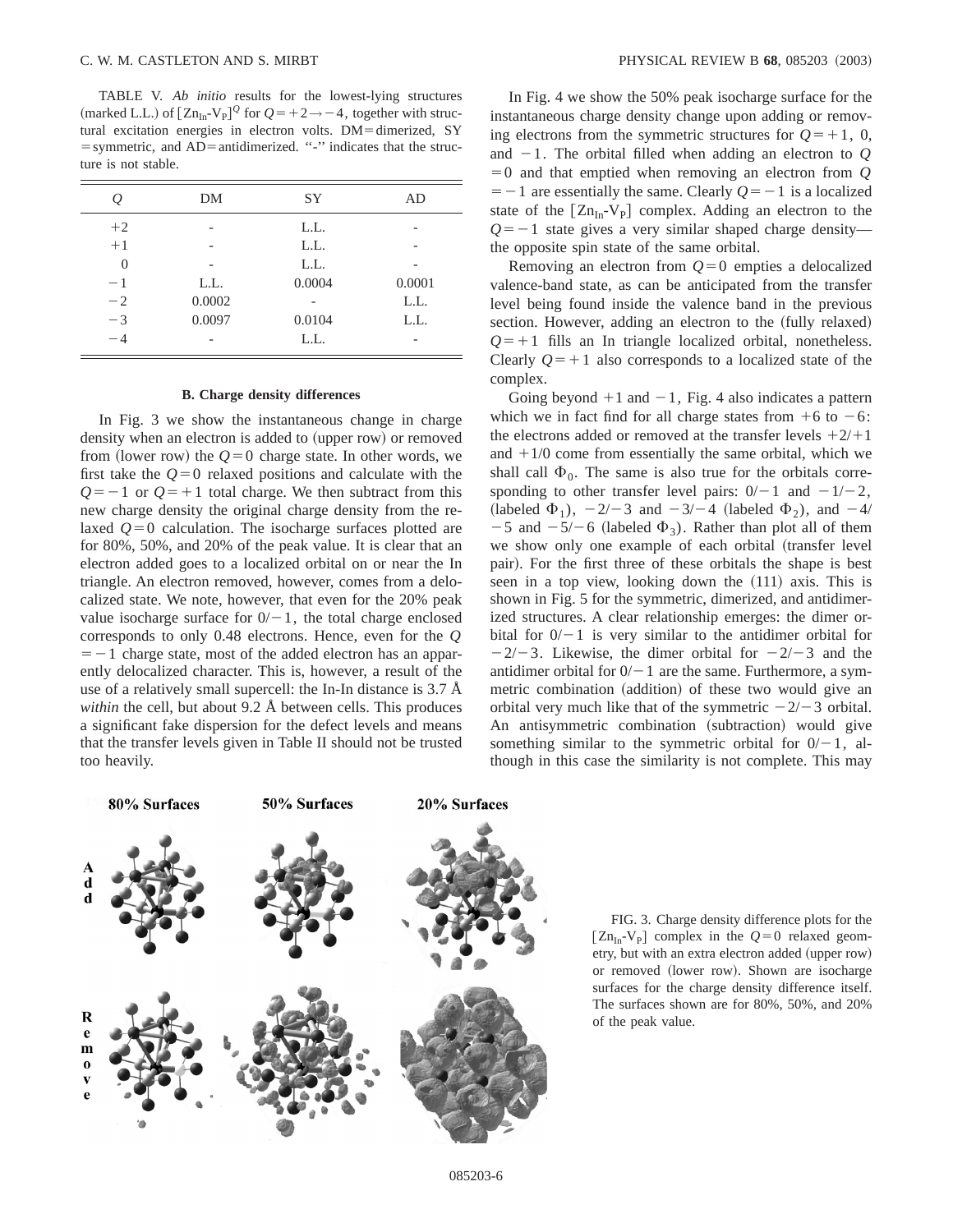TABLE V. *Ab initio* results for the lowest-lying structures (marked L.L.) of $[Zn_{In}\text{-}V_P]^Q$ for $Q=+2\rightarrow-4$, together with structural excitation energies in electron volts. DM=dimerized, SY=symmetric, and AD=antidimerized. "-" indicates that the structure is not stable.

| $Q$ | DM | SY | AD |
|---|---|---|---|
| $+2$ | - | L.L. | - |
| $+1$ | - | L.L. | - |
| $0$ | - | L.L. | - |
| $-1$ | L.L. | 0.0004 | 0.0001 |
| $-2$ | 0.0002 | - | L.L. |
| $-3$ | 0.0097 | 0.0104 | L.L. |
| $-4$ | - | L.L. | - |

### B. Charge density differences

In Fig. 3 we show the instantaneous change in charge density when an electron is added to (upper row) or removed from (lower row) the $Q=0$ charge state. In other words, we first take the $Q=0$ relaxed positions and calculate with the $Q=-1$ or $Q=+1$ total charge. We then subtract from this new charge density the original charge density from the relaxed $Q=0$ calculation. The isocharge surfaces plotted are for 80%, 50%, and 20% of the peak value. It is clear that an electron added goes to a localized orbital on or near the In triangle. An electron removed, however, comes from a delocalized state. We note, however, that even for the 20% peak value isocharge surface for $0/-1$, the total charge enclosed corresponds to only 0.48 electrons. Hence, even for the $Q=-1$ charge state, most of the added electron has an apparently delocalized character. This is, however, a result of the use of a relatively small supercell: the In-In distance is 3.7 Å *within* the cell, but about 9.2 Å between cells. This produces a significant fake dispersion for the defect levels and means that the transfer levels given in Table II should not be trusted too heavily.

In Fig. 4 we show the 50% peak isocharge surface for the instantaneous charge density change upon adding or removing electrons from the symmetric structures for $Q=+1$, 0, and $-1$. The orbital filled when adding an electron to $Q=0$ and that emptied when removing an electron from $Q=-1$ are essentially the same. Clearly $Q=-1$ is a localized state of the $[Zn_{In}\text{-}V_P]$ complex. Adding an electron to the $Q=-1$ state gives a very similar shaped charge density—the opposite spin state of the same orbital.

Removing an electron from $Q=0$ empties a delocalized valence-band state, as can be anticipated from the transfer level being found inside the valence band in the previous section. However, adding an electron to the (fully relaxed) $Q=+1$ fills an In triangle localized orbital, nonetheless. Clearly $Q=+1$ also corresponds to a localized state of the complex.

Going beyond $+1$ and $-1$, Fig. 4 also indicates a pattern which we in fact find for all charge states from $+6$ to $-6$: the electrons added or removed at the transfer levels $+2/+1$ and $+1/0$ come from essentially the same orbital, which we shall call $\Phi_0$. The same is also true for the orbitals corresponding to other transfer level pairs: $0/-1$ and $-1/-2$, (labeled $\Phi_1$), $-2/-3$ and $-3/-4$ (labeled $\Phi_2$), and $-4/-5$ and $-5/-6$ (labeled $\Phi_3$). Rather than plot all of them we show only one example of each orbital (transfer level pair). For the first three of these orbitals the shape is best seen in a top view, looking down the (111) axis. This is shown in Fig. 5 for the symmetric, dimerized, and antidimerized structures. A clear relationship emerges: the dimer orbital for $0/-1$ is very similar to the antidimer orbital for $-2/-3$. Likewise, the dimer orbital for $-2/-3$ and the antidimer orbital for $0/-1$ are the same. Furthermore, a symmetric combination (addition) of these two would give an orbital very much like that of the symmetric $-2/-3$ orbital. An antisymmetric combination (subtraction) would give something similar to the symmetric orbital for $0/-1$, although in this case the similarity is not complete. This may

FIG. 3. Charge density difference plots for the $[Zn_{In}\text{-}V_P]$ complex in the $Q=0$ relaxed geometry, but with an extra electron added (upper row) or removed (lower row). Shown are isocharge surfaces for the charge density difference itself. The surfaces shown are for 80%, 50%, and 20% of the peak value.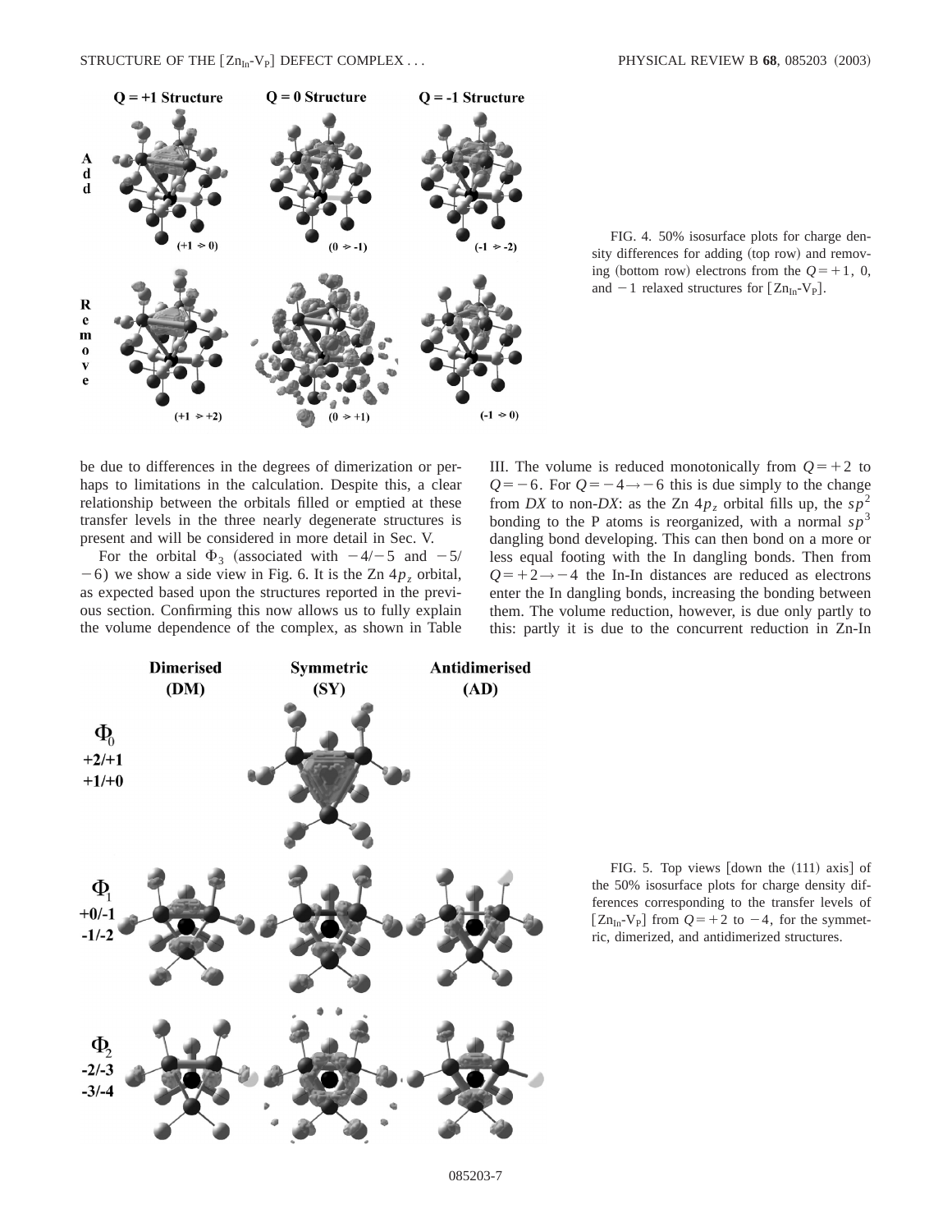FIG. 4. 50% isosurface plots for charge density differences for adding (top row) and removing (bottom row) electrons from the $Q=+1$, 0, and $-1$ relaxed structures for $[\mathrm{Zn_{In}}\text{-}\mathrm{V_P}]$.

FIG. 5. Top views [down the (111) axis] of the 50% isosurface plots for charge density differences corresponding to the transfer levels of $[\mathrm{Zn_{In}}\text{-}\mathrm{V_P}]$ from $Q=+2$ to $-4$, for the symmetric, dimerized, and antidimerized structures.

be due to differences in the degrees of dimerization or perhaps to limitations in the calculation. Despite this, a clear relationship between the orbitals filled or emptied at these transfer levels in the three nearly degenerate structures is present and will be considered in more detail in Sec. V.

For the orbital $\Phi_3$ (associated with $-4/-5$ and $-5/-6$) we show a side view in Fig. 6. It is the Zn $4p_z$ orbital, as expected based upon the structures reported in the previous section. Confirming this now allows us to fully explain the volume dependence of the complex, as shown in Table III. The volume is reduced monotonically from $Q=+2$ to $Q=-6$. For $Q=-4\rightarrow-6$ this is due simply to the change from *DX* to non-*DX*: as the Zn $4p_z$ orbital fills up, the $sp^2$ bonding to the P atoms is reorganized, with a normal $sp^3$ dangling bond developing. This can then bond on a more or less equal footing with the In dangling bonds. Then from $Q=+2\rightarrow-4$ the In-In distances are reduced as electrons enter the In dangling bonds, increasing the bonding between them. The volume reduction, however, is due only partly to this: partly it is due to the concurrent reduction in Zn-In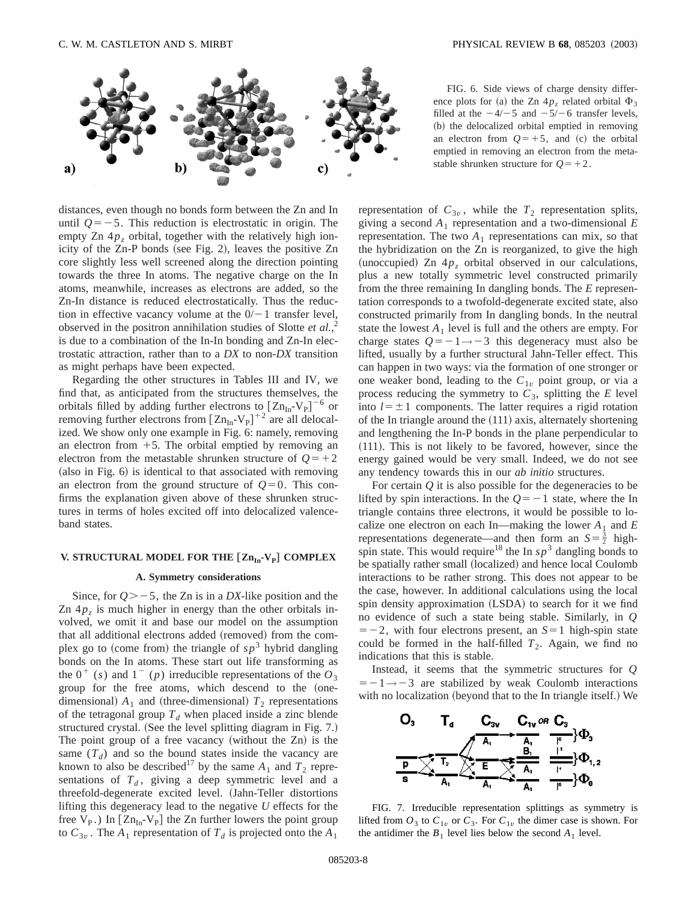FIG. 6. Side views of charge density difference plots for (a) the Zn $4p_z$ related orbital $\Phi_3$ filled at the $-4/-5$ and $-5/-6$ transfer levels, (b) the delocalized orbital emptied in removing an electron from $Q=+5$, and (c) the orbital emptied in removing an electron from the metastable shrunken structure for $Q=+2$.

distances, even though no bonds form between the Zn and In until $Q=-5$. This reduction is electrostatic in origin. The empty Zn $4p_z$ orbital, together with the relatively high ionicity of the Zn-P bonds (see Fig. 2), leaves the positive Zn core slightly less well screened along the direction pointing towards the three In atoms. The negative charge on the In atoms, meanwhile, increases as electrons are added, so the Zn-In distance is reduced electrostatically. Thus the reduction in effective vacancy volume at the $0/-1$ transfer level, observed in the positron annihilation studies of Slotte *et al.*,[2] is due to a combination of the In-In bonding and Zn-In electrostatic attraction, rather than to a *DX* to non-*DX* transition as might perhaps have been expected.

Regarding the other structures in Tables III and IV, we find that, as anticipated from the structures themselves, the orbitals filled by adding further electrons to $[Zn_{In}\text{-}V_P]^{-6}$ or removing further electrons from $[Zn_{In}\text{-}V_P]^{+2}$ are all delocalized. We show only one example in Fig. 6: namely, removing an electron from $+5$. The orbital emptied by removing an electron from the metastable shrunken structure of $Q=+2$ (also in Fig. 6) is identical to that associated with removing an electron from the ground structure of $Q=0$. This confirms the explanation given above of these shrunken structures in terms of holes excited off into delocalized valence-band states.

## V. STRUCTURAL MODEL FOR THE $[Zn_{In}\text{-}V_P]$ COMPLEX

### A. Symmetry considerations

Since, for $Q>-5$, the Zn is in a *DX*-like position and the Zn $4p_z$ is much higher in energy than the other orbitals involved, we omit it and base our model on the assumption that all additional electrons added (removed) from the complex go to (come from) the triangle of $sp^3$ hybrid dangling bonds on the In atoms. These start out life transforming as the $0^+$ ($s$) and $1^-$ ($p$) irreducible representations of the $O_3$ group for the free atoms, which descend to the (one-dimensional) $A_1$ and (three-dimensional) $T_2$ representations of the tetragonal group $T_d$ when placed inside a zinc blende structured crystal. (See the level splitting diagram in Fig. 7.) The point group of a free vacancy (without the Zn) is the same ($T_d$) and so the bound states inside the vacancy are known to also be described[17] by the same $A_1$ and $T_2$ representations of $T_d$, giving a deep symmetric level and a threefold-degenerate excited level. (Jahn-Teller distortions lifting this degeneracy lead to the negative $U$ effects for the free $V_P$.) In $[Zn_{In}\text{-}V_P]$ the Zn further lowers the point group to $C_{3v}$. The $A_1$ representation of $T_d$ is projected onto the $A_1$ representation of $C_{3v}$, while the $T_2$ representation splits, giving a second $A_1$ representation and a two-dimensional $E$ representation. The two $A_1$ representations can mix, so that the hybridization on the Zn is reorganized, to give the high (unoccupied) Zn $4p_z$ orbital observed in our calculations, plus a new totally symmetric level constructed primarily from the three remaining In dangling bonds. The $E$ representation corresponds to a twofold-degenerate excited state, also constructed primarily from In dangling bonds. In the neutral state the lowest $A_1$ level is full and the others are empty. For charge states $Q=-1\rightarrow-3$ this degeneracy must also be lifted, usually by a further structural Jahn-Teller effect. This can happen in two ways: via the formation of one stronger or one weaker bond, leading to the $C_{1v}$ point group, or via a process reducing the symmetry to $C_3$, splitting the $E$ level into $l=\pm1$ components. The latter requires a rigid rotation of the In triangle around the (111) axis, alternately shortening and lengthening the In-P bonds in the plane perpendicular to (111). This is not likely to be favored, however, since the energy gained would be very small. Indeed, we do not see any tendency towards this in our *ab initio* structures.

For certain $Q$ it is also possible for the degeneracies to be lifted by spin interactions. In the $Q=-1$ state, where the In triangle contains three electrons, it would be possible to localize one electron on each In—making the lower $A_1$ and $E$ representations degenerate—and then form an $S=\frac{3}{2}$ high-spin state. This would require[18] the In $sp^3$ dangling bonds to be spatially rather small (localized) and hence local Coulomb interactions to be rather strong. This does not appear to be the case, however. In additional calculations using the local spin density approximation (LSDA) to search for it we find no evidence of such a state being stable. Similarly, in $Q=-2$, with four electrons present, an $S=1$ high-spin state could be formed in the half-filled $T_2$. Again, we find no indications that this is stable.

Instead, it seems that the symmetric structures for $Q=-1\rightarrow-3$ are stabilized by weak Coulomb interactions with no localization (beyond that to the In triangle itself.) We

FIG. 7. Irreducible representation splittings as symmetry is lifted from $O_3$ to $C_{1v}$ or $C_3$. For $C_{1v}$ the dimer case is shown. For the antidimer the $B_1$ level lies below the second $A_1$ level.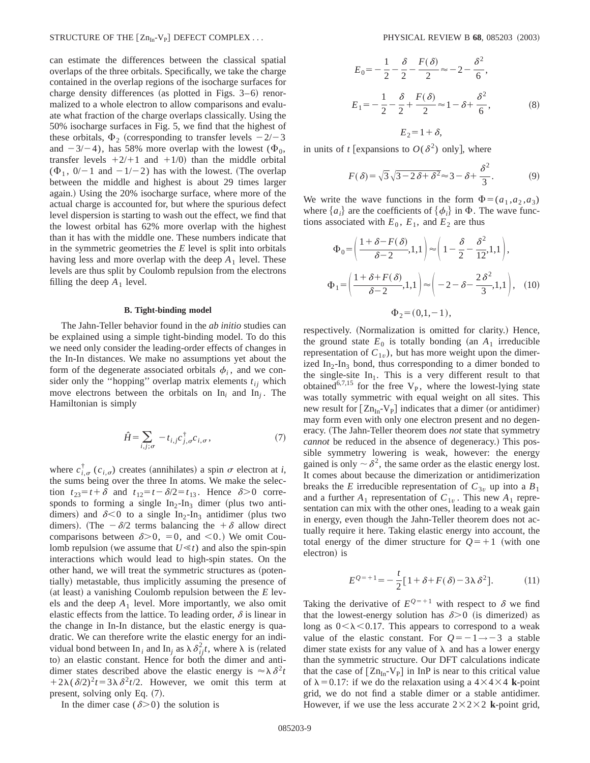can estimate the differences between the classical spatial overlaps of the three orbitals. Specifically, we take the charge contained in the overlap regions of the isocharge surfaces for charge density differences (as plotted in Figs. 3–6) renormalized to a whole electron to allow comparisons and evaluate what fraction of the charge overlaps classically. Using the 50% isocharge surfaces in Fig. 5, we find that the highest of these orbitals, $\Phi_2$ (corresponding to transfer levels $-2/-3$ and $-3/-4$), has 58% more overlap with the lowest ($\Phi_0$, transfer levels $+2/+1$ and $+1/0$) than the middle orbital ($\Phi_1$, $0/-1$ and $-1/-2$) has with the lowest. (The overlap between the middle and highest is about 29 times larger again.) Using the 20% isocharge surface, where more of the actual charge is accounted for, but where the spurious defect level dispersion is starting to wash out the effect, we find that the lowest orbital has 62% more overlap with the highest than it has with the middle one. These numbers indicate that in the symmetric geometries the $E$ level is split into orbitals having less and more overlap with the deep $A_1$ level. These levels are thus split by Coulomb repulsion from the electrons filling the deep $A_1$ level.

### B. Tight-binding model

The Jahn-Teller behavior found in the *ab initio* studies can be explained using a simple tight-binding model. To do this we need only consider the leading-order effects of changes in the In-In distances. We make no assumptions yet about the form of the degenerate associated orbitals $\phi_i$, and we consider only the "hopping" overlap matrix elements $t_{ij}$ which move electrons between the orbitals on $In_i$ and $In_j$. The Hamiltonian is simply

$$\hat{H}=\sum_{i,j;\sigma}-t_{i,j}c^{\dagger}_{j,\sigma}c_{i,\sigma}, \tag{7}$$

where $c^{\dagger}_{i,\sigma}$ ($c_{i,\sigma}$) creates (annihilates) a spin $\sigma$ electron at $i$, the sums being over the three In atoms. We make the selection $t_{23}=t+\delta$ and $t_{12}=t-\delta/2=t_{13}$. Hence $\delta>0$ corresponds to forming a single $In_2$-$In_3$ dimer (plus two antidimers) and $\delta<0$ to a single $In_2$-$In_3$ antidimer (plus two dimers). (The $-\delta/2$ terms balancing the $+\delta$ allow direct comparisons between $\delta>0$, $=0$, and $<0$.) We omit Coulomb repulsion (we assume that $U\ll t$) and also the spin-spin interactions which would lead to high-spin states. On the other hand, we will treat the symmetric structures as (potentially) metastable, thus implicitly assuming the presence of (at least) a vanishing Coulomb repulsion between the $E$ levels and the deep $A_1$ level. More importantly, we also omit elastic effects from the lattice. To leading order, $\delta$ is linear in the change in In-In distance, but the elastic energy is quadratic. We can therefore write the elastic energy for an individual bond between $In_i$ and $In_j$ as $\lambda\delta_{ij}^2 t$, where $\lambda$ is (related to) an elastic constant. Hence for both the dimer and antidimer states described above the elastic energy is $\approx\lambda\delta^2 t+2\lambda(\delta/2)^2 t=3\lambda\delta^2 t/2$. However, we omit this term at present, solving only Eq. (7).

In the dimer case ($\delta>0$) the solution is

$$E_0=-\frac{1}{2}-\frac{\delta}{2}-\frac{F(\delta)}{2}\approx-2-\frac{\delta^2}{6},$$

$$E_1=-\frac{1}{2}-\frac{\delta}{2}+\frac{F(\delta)}{2}\approx 1-\delta+\frac{\delta^2}{6}, \tag{8}$$

$$E_2=1+\delta,$$

in units of $t$ [expansions to $O(\delta^2)$ only], where

$$F(\delta)=\sqrt{3}\sqrt{3-2\delta+\delta^2}\approx 3-\delta+\frac{\delta^2}{3}. \tag{9}$$

We write the wave functions in the form $\Phi=(a_1,a_2,a_3)$ where $\{a_i\}$ are the coefficients of $\{\phi_i\}$ in $\Phi$. The wave functions associated with $E_0$, $E_1$, and $E_2$ are thus

$$\Phi_0=\left(\frac{1+\delta-F(\delta)}{\delta-2},1,1\right)\approx\left(1-\frac{\delta}{2}-\frac{\delta^2}{12},1,1\right),$$

$$\Phi_1=\left(\frac{1+\delta+F(\delta)}{\delta-2},1,1\right)\approx\left(-2-\delta-\frac{2\delta^2}{3},1,1\right), \tag{10}$$

$$\Phi_2=(0,1,-1),$$

respectively. (Normalization is omitted for clarity.) Hence, the ground state $E_0$ is totally bonding (an $A_1$ irreducible representation of $C_{1v}$), but has more weight upon the dimerized $In_2$-$In_3$ bond, thus corresponding to a dimer bonded to the single-site $In_1$. This is a very different result to that obtained[6,7,15] for the free $V_P$, where the lowest-lying state was totally symmetric with equal weight on all sites. This new result for $[Zn_{In}$-$V_P]$ indicates that a dimer (or antidimer) may form even with only one electron present and no degeneracy. (The Jahn-Teller theorem does *not* state that symmetry *cannot* be reduced in the absence of degeneracy.) This possible symmetry lowering is weak, however: the energy gained is only $\sim\delta^2$, the same order as the elastic energy lost. It comes about because the dimerization or antidimerization breaks the $E$ irreducible representation of $C_{3v}$ up into a $B_1$ and a further $A_1$ representation of $C_{1v}$. This new $A_1$ representation can mix with the other ones, leading to a weak gain in energy, even though the Jahn-Teller theorem does not actually require it here. Taking elastic energy into account, the total energy of the dimer structure for $Q=+1$ (with one electron) is

$$E^{Q=+1}=-\frac{t}{2}[1+\delta+F(\delta)-3\lambda\delta^2]. \tag{11}$$

Taking the derivative of $E^{Q=+1}$ with respect to $\delta$ we find that the lowest-energy solution has $\delta>0$ (is dimerized) as long as $0<\lambda<0.17$. This appears to correspond to a weak value of the elastic constant. For $Q=-1\rightarrow-3$ a stable dimer state exists for any value of $\lambda$ and has a lower energy than the symmetric structure. Our DFT calculations indicate that the case of $[Zn_{In}$-$V_P]$ in InP is near to this critical value of $\lambda=0.17$: if we do the relaxation using a $4\times4\times4$ **k**-point grid, we do not find a stable dimer or a stable antidimer. However, if we use the less accurate $2\times2\times2$ **k**-point grid,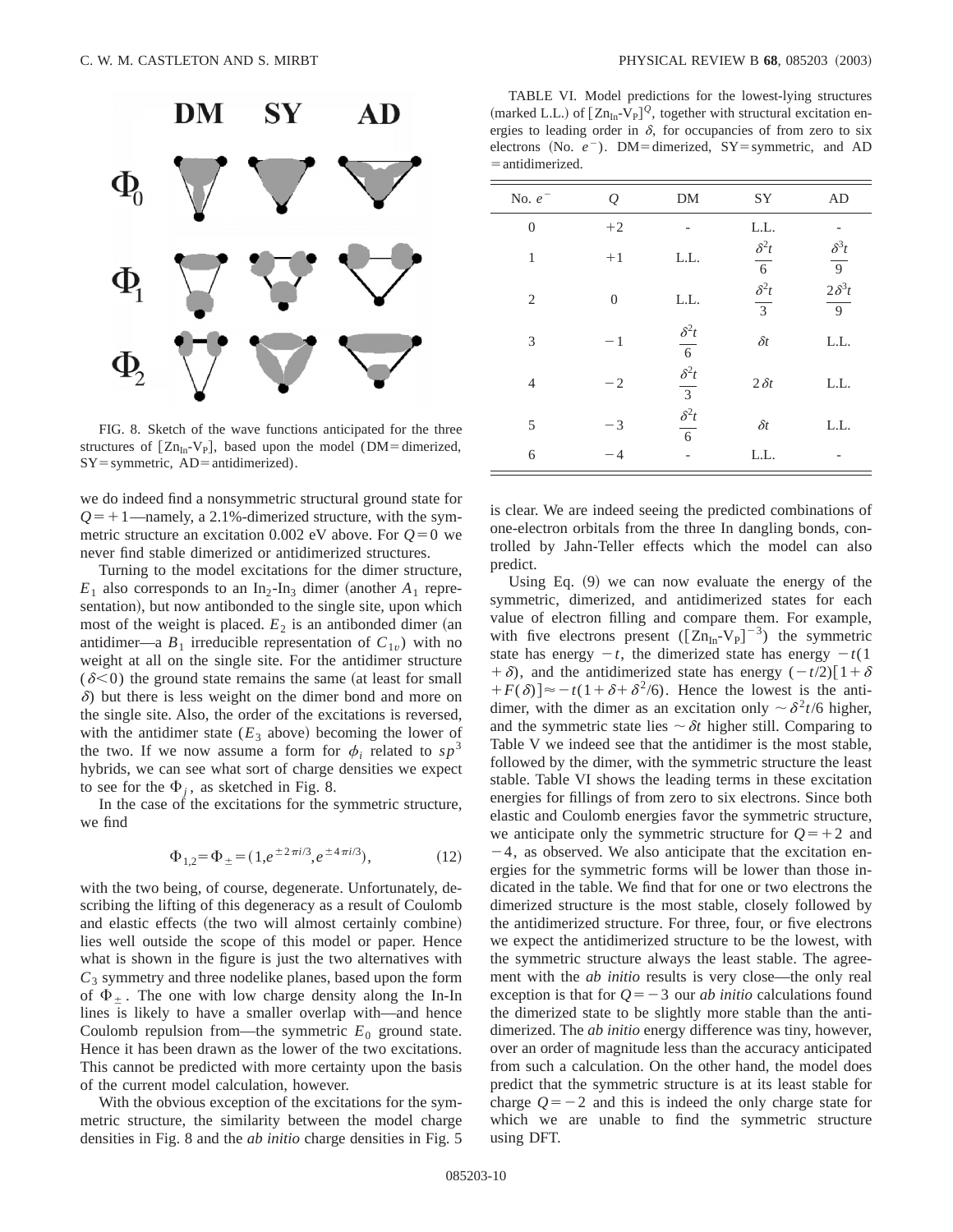FIG. 8. Sketch of the wave functions anticipated for the three structures of $[Zn_{In}\text{-}V_P]$, based upon the model (DM=dimerized, SY=symmetric, AD=antidimerized).

we do indeed find a nonsymmetric structural ground state for $Q=+1$—namely, a 2.1%-dimerized structure, with the symmetric structure an excitation 0.002 eV above. For $Q=0$ we never find stable dimerized or antidimerized structures.

Turning to the model excitations for the dimer structure, $E_1$ also corresponds to an $In_2$-$In_3$ dimer (another $A_1$ representation), but now antibonded to the single site, upon which most of the weight is placed. $E_2$ is an antibonded dimer (an antidimer—a $B_1$ irreducible representation of $C_{1v}$) with no weight at all on the single site. For the antidimer structure ($\delta<0$) the ground state remains the same (at least for small $\delta$) but there is less weight on the dimer bond and more on the single site. Also, the order of the excitations is reversed, with the antidimer state ($E_3$ above) becoming the lower of the two. If we now assume a form for $\phi_i$ related to $sp^3$ hybrids, we can see what sort of charge densities we expect to see for the $\Phi_j$, as sketched in Fig. 8.

In the case of the excitations for the symmetric structure, we find

$$\Phi_{1,2}=\Phi_{\pm}=(1,e^{\pm 2\pi i/3},e^{\pm 4\pi i/3}), \tag{12}$$

with the two being, of course, degenerate. Unfortunately, describing the lifting of this degeneracy as a result of Coulomb and elastic effects (the two will almost certainly combine) lies well outside the scope of this model or paper. Hence what is shown in the figure is just the two alternatives with $C_3$ symmetry and three nodelike planes, based upon the form of $\Phi_{\pm}$. The one with low charge density along the In-In lines is likely to have a smaller overlap with—and hence Coulomb repulsion from—the symmetric $E_0$ ground state. Hence it has been drawn as the lower of the two excitations. This cannot be predicted with more certainty upon the basis of the current model calculation, however.

With the obvious exception of the excitations for the symmetric structure, the similarity between the model charge densities in Fig. 8 and the *ab initio* charge densities in Fig. 5 is clear. We are indeed seeing the predicted combinations of one-electron orbitals from the three In dangling bonds, controlled by Jahn-Teller effects which the model can also predict.

TABLE VI. Model predictions for the lowest-lying structures (marked L.L.) of $[Zn_{In}\text{-}V_P]^Q$, together with structural excitation energies to leading order in $\delta$, for occupancies of from zero to six electrons (No. $e^-$). DM=dimerized, SY=symmetric, and AD=antidimerized.

| No. $e^-$ | $Q$ | DM | SY | AD |
|---|---|---|---|---|
| 0 | +2 | - | L.L. | - |
| 1 | +1 | L.L. | $\frac{\delta^2 t}{6}$ | $\frac{\delta^3 t}{9}$ |
| 2 | 0 | L.L. | $\frac{\delta^2 t}{3}$ | $\frac{2\delta^3 t}{9}$ |
| 3 | −1 | $\frac{\delta^2 t}{6}$ | $\delta t$ | L.L. |
| 4 | −2 | $\frac{\delta^2 t}{3}$ | $2\delta t$ | L.L. |
| 5 | −3 | $\frac{\delta^2 t}{6}$ | $\delta t$ | L.L. |
| 6 | −4 | - | L.L. | - |

Using Eq. (9) we can now evaluate the energy of the symmetric, dimerized, and antidimerized states for each value of electron filling and compare them. For example, with five electrons present ($[Zn_{In}\text{-}V_P]^{-3}$) the symmetric state has energy $-t$, the dimerized state has energy $-t(1+\delta)$, and the antidimerized state has energy $(-t/2)[1+\delta+F(\delta)]\approx -t(1+\delta+\delta^2/6)$. Hence the lowest is the antidimer, with the dimer as an excitation only $\sim\delta^2 t/6$ higher, and the symmetric state lies $\sim\delta t$ higher still. Comparing to Table V we indeed see that the antidimer is the most stable, followed by the dimer, with the symmetric structure the least stable. Table VI shows the leading terms in these excitation energies for fillings of from zero to six electrons. Since both elastic and Coulomb energies favor the symmetric structure, we anticipate only the symmetric structure for $Q=+2$ and $-4$, as observed. We also anticipate that the excitation energies for the symmetric forms will be lower than those indicated in the table. We find that for one or two electrons the dimerized structure is the most stable, closely followed by the antidimerized structure. For three, four, or five electrons we expect the antidimerized structure to be the lowest, with the symmetric structure always the least stable. The agreement with the *ab initio* results is very close—the only real exception is that for $Q=-3$ our *ab initio* calculations found the dimerized state to be slightly more stable than the antidimerized. The *ab initio* energy difference was tiny, however, over an order of magnitude less than the accuracy anticipated from such a calculation. On the other hand, the model does predict that the symmetric structure is at its least stable for charge $Q=-2$ and this is indeed the only charge state for which we are unable to find the symmetric structure using DFT.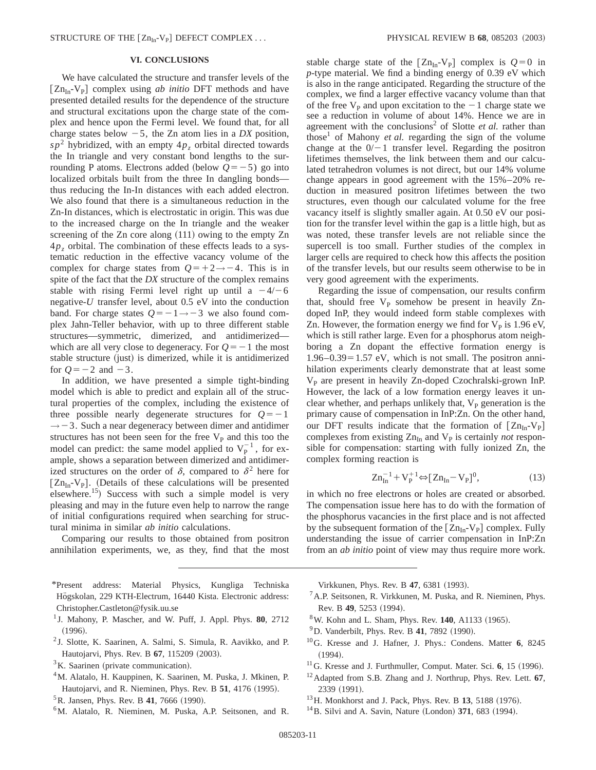## VI. CONCLUSIONS

We have calculated the structure and transfer levels of the $[\mathrm{Zn_{In}}\text{-}\mathrm{V_P}]$ complex using *ab initio* DFT methods and have presented detailed results for the dependence of the structure and structural excitations upon the charge state of the complex and hence upon the Fermi level. We found that, for all charge states below $-5$, the Zn atom lies in a *DX* position, $sp^2$ hybridized, with an empty $4p_z$ orbital directed towards the In triangle and very constant bond lengths to the surrounding P atoms. Electrons added (below $Q=-5$) go into localized orbitals built from the three In dangling bonds—thus reducing the In-In distances with each added electron. We also found that there is a simultaneous reduction in the Zn-In distances, which is electrostatic in origin. This was due to the increased charge on the In triangle and the weaker screening of the Zn core along (111) owing to the empty Zn $4p_z$ orbital. The combination of these effects leads to a systematic reduction in the effective vacancy volume of the complex for charge states from $Q=+2\rightarrow-4$. This is in spite of the fact that the *DX* structure of the complex remains stable with rising Fermi level right up until a $-4/-6$ negative-*U* transfer level, about 0.5 eV into the conduction band. For charge states $Q=-1\rightarrow-3$ we also found complex Jahn-Teller behavior, with up to three different stable structures—symmetric, dimerized, and antidimerized—which are all very close to degeneracy. For $Q=-1$ the most stable structure (just) is dimerized, while it is antidimerized for $Q=-2$ and $-3$.

In addition, we have presented a simple tight-binding model which is able to predict and explain all of the structural properties of the complex, including the existence of three possible nearly degenerate structures for $Q=-1\rightarrow-3$. Such a near degeneracy between dimer and antidimer structures has not been seen for the free $\mathrm{V_P}$ and this too the model can predict: the same model applied to $\mathrm{V_P^{-1}}$, for example, shows a separation between dimerized and antidimerized structures on the order of $\delta$, compared to $\delta^2$ here for $[\mathrm{Zn_{In}}\text{-}\mathrm{V_P}]$. (Details of these calculations will be presented elsewhere.[15]) Success with such a simple model is very pleasing and may in the future even help to narrow the range of initial configurations required when searching for structural minima in similar *ab initio* calculations.

Comparing our results to those obtained from positron annihilation experiments, we, as they, find that the most stable charge state of the $[\mathrm{Zn_{In}}\text{-}\mathrm{V_P}]$ complex is $Q=0$ in *p*-type material. We find a binding energy of 0.39 eV which is also in the range anticipated. Regarding the structure of the complex, we find a larger effective vacancy volume than that of the free $\mathrm{V_P}$ and upon excitation to the $-1$ charge state we see a reduction in volume of about 14%. Hence we are in agreement with the conclusions[2] of Slotte *et al.* rather than those[1] of Mahony *et al.* regarding the sign of the volume change at the $0/-1$ transfer level. Regarding the positron lifetimes themselves, the link between them and our calculated tetrahedron volumes is not direct, but our 14% volume change appears in good agreement with the 15%–20% reduction in measured positron lifetimes between the two structures, even though our calculated volume for the free vacancy itself is slightly smaller again. At 0.50 eV our position for the transfer level within the gap is a little high, but as was noted, these transfer levels are not reliable since the supercell is too small. Further studies of the complex in larger cells are required to check how this affects the position of the transfer levels, but our results seem otherwise to be in very good agreement with the experiments.

Regarding the issue of compensation, our results confirm that, should free $\mathrm{V_P}$ somehow be present in heavily Zn-doped InP, they would indeed form stable complexes with Zn. However, the formation energy we find for $\mathrm{V_P}$ is 1.96 eV, which is still rather large. Even for a phosphorus atom neighboring a Zn dopant the effective formation energy is $1.96-0.39=1.57$ eV, which is not small. The positron annihilation experiments clearly demonstrate that at least some $\mathrm{V_P}$ are present in heavily Zn-doped Czochralski-grown InP. However, the lack of a low formation energy leaves it unclear whether, and perhaps unlikely that, $\mathrm{V_P}$ generation is the primary cause of compensation in InP:Zn. On the other hand, our DFT results indicate that the formation of $[\mathrm{Zn_{In}}\text{-}\mathrm{V_P}]$ complexes from existing $\mathrm{Zn_{In}}$ and $\mathrm{V_P}$ is certainly *not* responsible for compensation: starting with fully ionized Zn, the complex forming reaction is

$$\mathrm{Zn_{In}^{-1}}+\mathrm{V_P^{+1}}\Leftrightarrow[\mathrm{Zn_{In}}-\mathrm{V_P}]^0, \tag{13}$$

in which no free electrons or holes are created or absorbed. The compensation issue here has to do with the formation of the phosphorus vacancies in the first place and is not affected by the subsequent formation of the $[\mathrm{Zn_{In}}\text{-}\mathrm{V_P}]$ complex. Fully understanding the issue of carrier compensation in InP:Zn from an *ab initio* point of view may thus require more work.

---

*Present address: Material Physics, Kungliga Tekniska Högskolan, 229 KTH-Electrum, 16440 Kista. Electronic address: Christopher.Castleton@fysik.uu.se

[1] J. Mahony, P. Mascher, and W. Puff, J. Appl. Phys. **80**, 2712 (1996).

[2] J. Slotte, K. Saarinen, A. Salmi, S. Simula, R. Aavikko, and P. Hautojarvi, Phys. Rev. B **67**, 115209 (2003).

[3] K. Saarinen (private communication).

[4] M. Alatalo, H. Kauppinen, K. Saarinen, M. Puska, J. Mkinen, P. Hautojarvi, and R. Nieminen, Phys. Rev. B **51**, 4176 (1995).

[5] R. Jansen, Phys. Rev. B **41**, 7666 (1990).

[6] M. Alatalo, R. Nieminen, M. Puska, A.P. Seitsonen, and R. Virkkunen, Phys. Rev. B **47**, 6381 (1993).

[7] A.P. Seitsonen, R. Virkkunen, M. Puska, and R. Nieminen, Phys. Rev. B **49**, 5253 (1994).

[8] W. Kohn and L. Sham, Phys. Rev. **140**, A1133 (1965).

[9] D. Vanderbilt, Phys. Rev. B **41**, 7892 (1990).

[10] G. Kresse and J. Hafner, J. Phys.: Condens. Matter **6**, 8245 (1994).

[11] G. Kresse and J. Furthmuller, Comput. Mater. Sci. **6**, 15 (1996).

[12] Adapted from S.B. Zhang and J. Northrup, Phys. Rev. Lett. **67**, 2339 (1991).

[13] H. Monkhorst and J. Pack, Phys. Rev. B **13**, 5188 (1976).

[14] B. Silvi and A. Savin, Nature (London) **371**, 683 (1994).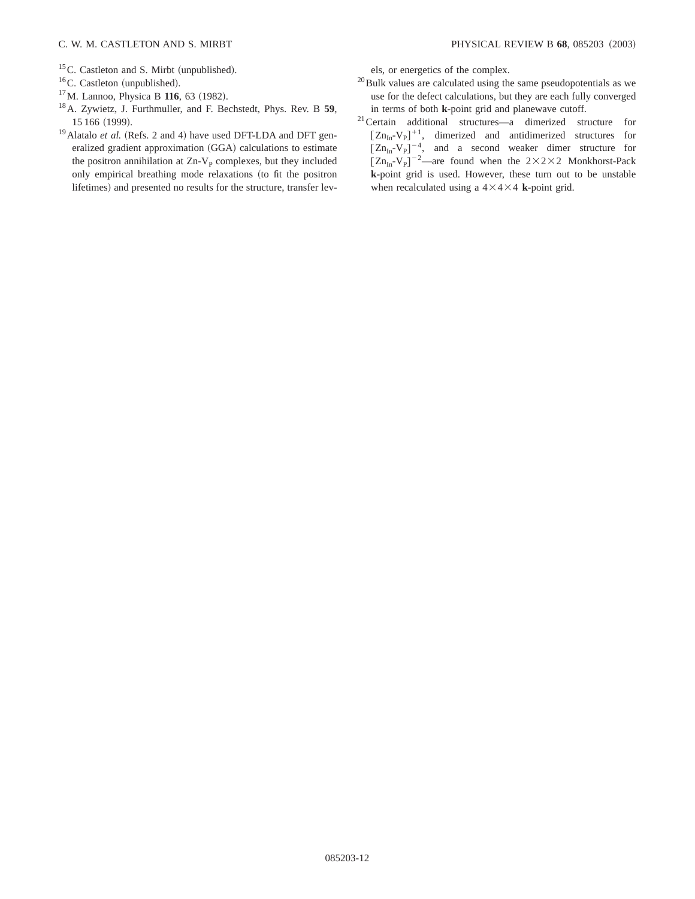[15] C. Castleton and S. Mirbt (unpublished).

[16] C. Castleton (unpublished).

[17] M. Lannoo, Physica B **116**, 63 (1982).

[18] A. Zywietz, J. Furthmuller, and F. Bechstedt, Phys. Rev. B **59**, 15 166 (1999).

[19] Alatalo *et al.* (Refs. 2 and 4) have used DFT-LDA and DFT generalized gradient approximation (GGA) calculations to estimate the positron annihilation at Zn-$V_P$ complexes, but they included only empirical breathing mode relaxations (to fit the positron lifetimes) and presented no results for the structure, transfer levels, or energetics of the complex.

[20] Bulk values are calculated using the same pseudopotentials as we use for the defect calculations, but they are each fully converged in terms of both **k**-point grid and planewave cutoff.

[21] Certain additional structures—a dimerized structure for $[Zn_{In}\text{-}V_P]^{+1}$, dimerized and antidimerized structures for $[Zn_{In}\text{-}V_P]^{-4}$, and a second weaker dimer structure for $[Zn_{In}\text{-}V_P]^{-2}$—are found when the $2\times2\times2$ Monkhorst-Pack **k**-point grid is used. However, these turn out to be unstable when recalculated using a $4\times4\times4$ **k**-point grid.